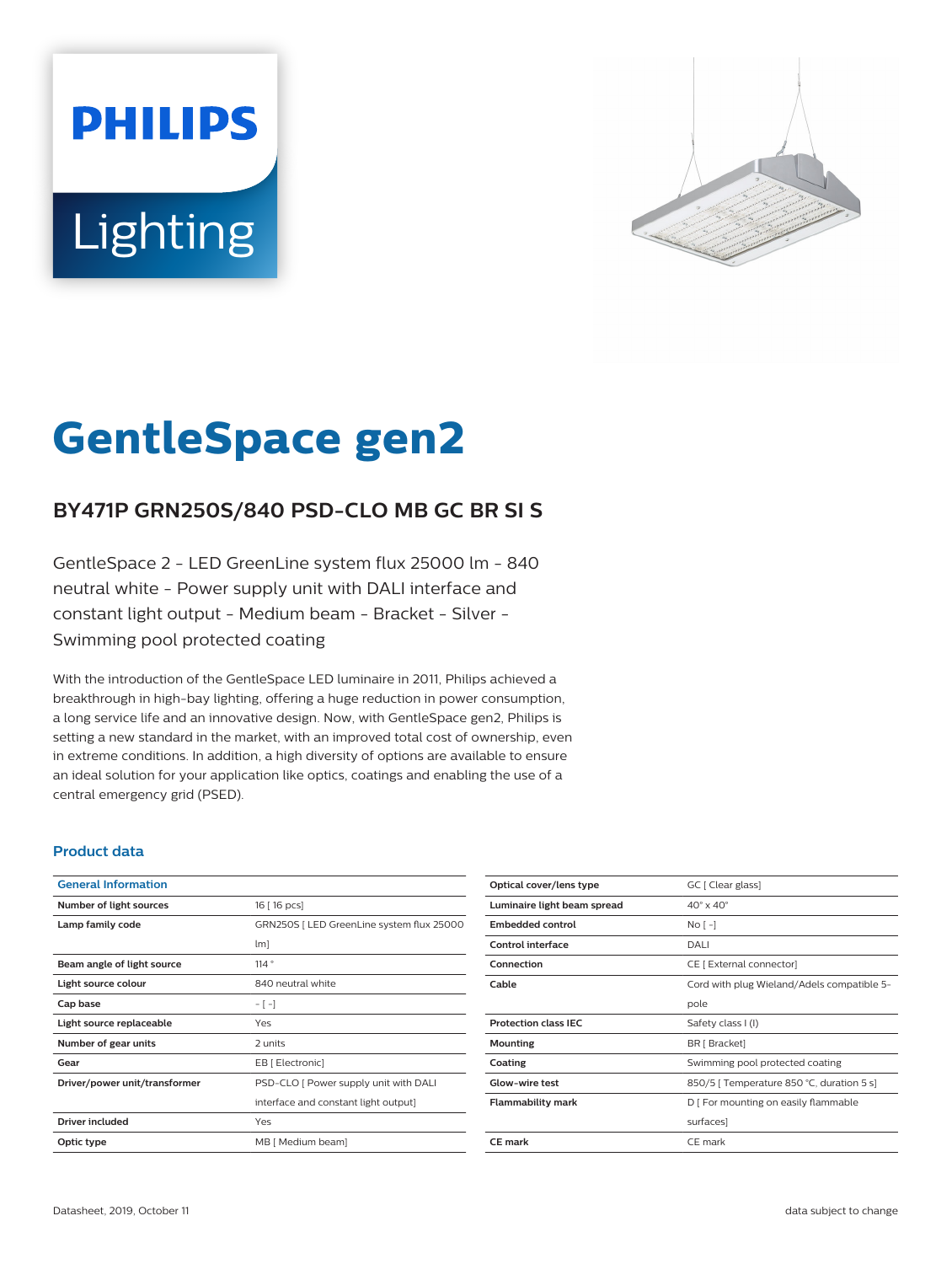# GentleSpace gen2

## BY471P GRN250S/840 PSD-CLO MB GC BR SI S

GentleSpace 2 - LED GreenLine system flux 25000 lm - 840 neutral white - Power supply unit with DALI interface and constant light output - Medium beam - Bracket - Silver - Swimming pool protected coating

With the introduction of the GentleSpace LED luminaire in 2011, Philips achieved a breakthrough in high-bay lighting, offering a huge reduction in power consumption, a long service life and an innovative design. Now, with GentleSpace gen2, Philips is setting a new standard in the market, with an improved total cost of ownership, even in extreme conditions. In addition, a high diversity of options are available to ensure an ideal solution for your application like optics, coatings and enabling the use of a central emergency grid (PSED).

### Product data

| General Information | |
|---|---|
| Number of light sources | 16 [ 16 pcs] |
| Lamp family code | GRN250S [ LED GreenLine system flux 25000 lm] |
| Beam angle of light source | 114 ° |
| Light source colour | 840 neutral white |
| Cap base | - [ -] |
| Light source replaceable | Yes |
| Number of gear units | 2 units |
| Gear | EB [ Electronic] |
| Driver/power unit/transformer | PSD-CLO [ Power supply unit with DALI interface and constant light output] |
| Driver included | Yes |
| Optic type | MB [ Medium beam] |
| Optical cover/lens type | GC [ Clear glass] |
| Luminaire light beam spread | 40° x 40° |
| Embedded control | No [ -] |
| Control interface | DALI |
| Connection | CE [ External connector] |
| Cable | Cord with plug Wieland/Adels compatible 5-pole |
| Protection class IEC | Safety class I (I) |
| Mounting | BR [ Bracket] |
| Coating | Swimming pool protected coating |
| Glow-wire test | 850/5 [ Temperature 850 °C, duration 5 s] |
| Flammability mark | D [ For mounting on easily flammable surfaces] |
| CE mark | CE mark |

Datasheet, 2019, October 11

data subject to change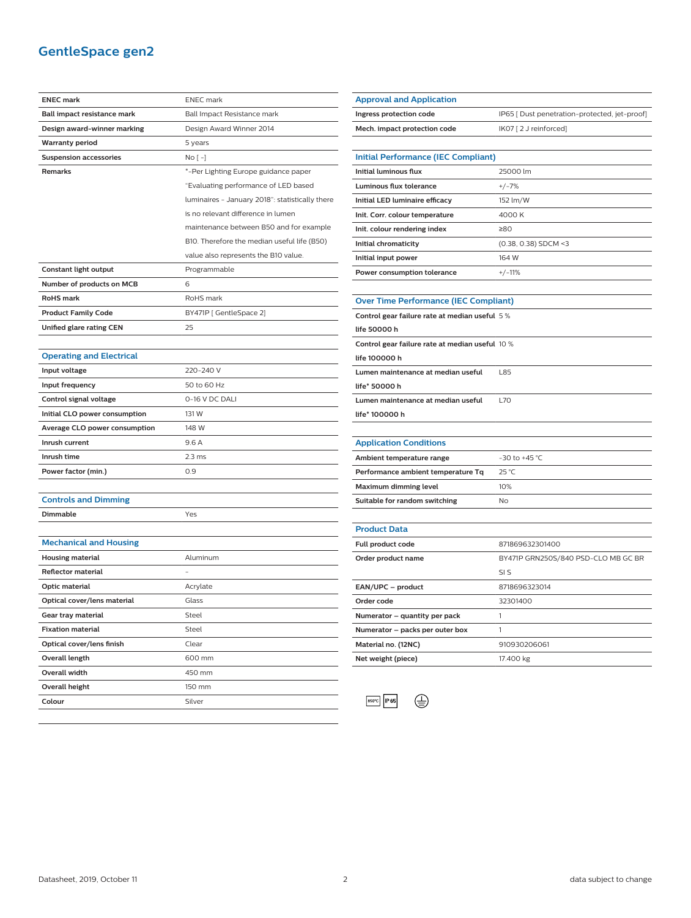# GentleSpace gen2

| | |
|---|---|
| **ENEC mark** | ENEC mark |
| **Ball impact resistance mark** | Ball Impact Resistance mark |
| **Design award-winner marking** | Design Award Winner 2014 |
| **Warranty period** | 5 years |
| **Suspension accessories** | No [ -] |
| **Remarks** | *-Per Lighting Europe guidance paper "Evaluating performance of LED based luminaires - January 2018": statistically there is no relevant difference in lumen maintenance between B50 and for example B10. Therefore the median useful life (B50) value also represents the B10 value. |
| **Constant light output** | Programmable |
| **Number of products on MCB** | 6 |
| **RoHS mark** | RoHS mark |
| **Product Family Code** | BY471P [ GentleSpace 2] |
| **Unified glare rating CEN** | 25 |

## Operating and Electrical

| | |
|---|---|
| **Input voltage** | 220-240 V |
| **Input frequency** | 50 to 60 Hz |
| **Control signal voltage** | 0-16 V DC DALI |
| **Initial CLO power consumption** | 131 W |
| **Average CLO power consumption** | 148 W |
| **Inrush current** | 9.6 A |
| **Inrush time** | 2.3 ms |
| **Power factor (min.)** | 0.9 |

## Controls and Dimming

| | |
|---|---|
| **Dimmable** | Yes |

## Mechanical and Housing

| | |
|---|---|
| **Housing material** | Aluminum |
| **Reflector material** | - |
| **Optic material** | Acrylate |
| **Optical cover/lens material** | Glass |
| **Gear tray material** | Steel |
| **Fixation material** | Steel |
| **Optical cover/lens finish** | Clear |
| **Overall length** | 600 mm |
| **Overall width** | 450 mm |
| **Overall height** | 150 mm |
| **Colour** | Silver |

## Approval and Application

| | |
|---|---|
| **Ingress protection code** | IP65 [ Dust penetration-protected, jet-proof] |
| **Mech. impact protection code** | IK07 [ 2 J reinforced] |

## Initial Performance (IEC Compliant)

| | |
|---|---|
| **Initial luminous flux** | 25000 lm |
| **Luminous flux tolerance** | +/-7% |
| **Initial LED luminaire efficacy** | 152 lm/W |
| **Init. Corr. colour temperature** | 4000 K |
| **Init. colour rendering index** | ≥80 |
| **Initial chromaticity** | (0.38, 0.38) SDCM <3 |
| **Initial input power** | 164 W |
| **Power consumption tolerance** | +/-11% |

## Over Time Performance (IEC Compliant)

| | |
|---|---|
| **Control gear failure rate at median useful life 50000 h** | 5 % |
| **Control gear failure rate at median useful life 100000 h** | 10 % |
| **Lumen maintenance at median useful life* 50000 h** | L85 |
| **Lumen maintenance at median useful life* 100000 h** | L70 |

## Application Conditions

| | |
|---|---|
| **Ambient temperature range** | -30 to +45 °C |
| **Performance ambient temperature Tq** | 25 °C |
| **Maximum dimming level** | 10% |
| **Suitable for random switching** | No |

## Product Data

| | |
|---|---|
| **Full product code** | 871869632301400 |
| **Order product name** | BY471P GRN250S/840 PSD-CLO MB GC BR SI S |
| **EAN/UPC – product** | 8718696323014 |
| **Order code** | 32301400 |
| **Numerator – quantity per pack** | 1 |
| **Numerator – packs per outer box** | 1 |
| **Material no. (12NC)** | 910930206061 |
| **Net weight (piece)** | 17.400 kg |

850°C IP65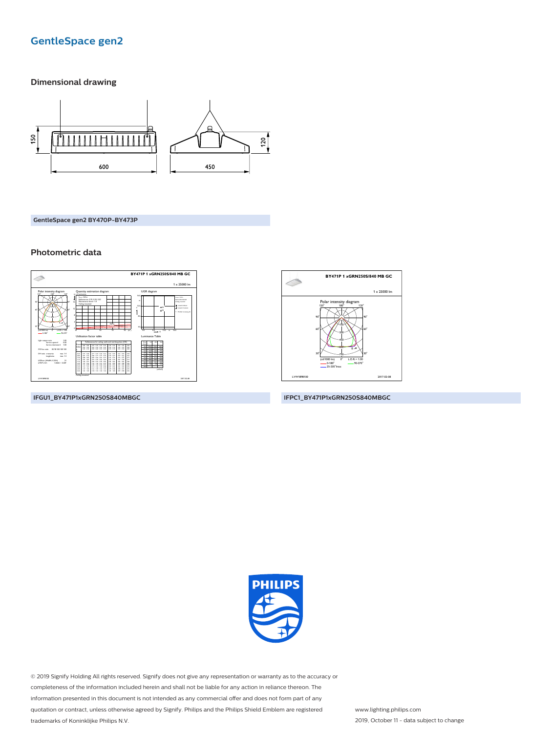# GentleSpace gen2

## Dimensional drawing

150

600

450

120

GentleSpace gen2 BY470P-BY473P

## Photometric data

BY471P 1 xGRN250S/840 MB GC

1 x 25000 lm

Polar intensity diagram

Quantity estimation diagram

UGR diagram

Utilisation factor table

Luminance Table

LVW1898100

2017-02-08

IFGU1_BY471P1xGRN250S840MBGC

BY471P 1 xGRN250S/840 MB GC

1 x 25000 lm

Polar intensity diagram

120° 180° 120°

90° 90°

60° 60°

30° 30°

150

300

450

600

750

(cd/1000 lm) 0° L.O.R.= 1.00

0-180°

90-270°

25-205°Imax

LVW1898100

2017-02-08

IFPC1_BY471P1xGRN250S840MBGC

© 2019 Signify Holding All rights reserved. Signify does not give any representation or warranty as to the accuracy or completeness of the information included herein and shall not be liable for any action in reliance thereon. The information presented in this document is not intended as any commercial offer and does not form part of any quotation or contract, unless otherwise agreed by Signify. Philips and the Philips Shield Emblem are registered trademarks of Koninklijke Philips N.V.

www.lighting.philips.com

2019, October 11 - data subject to change